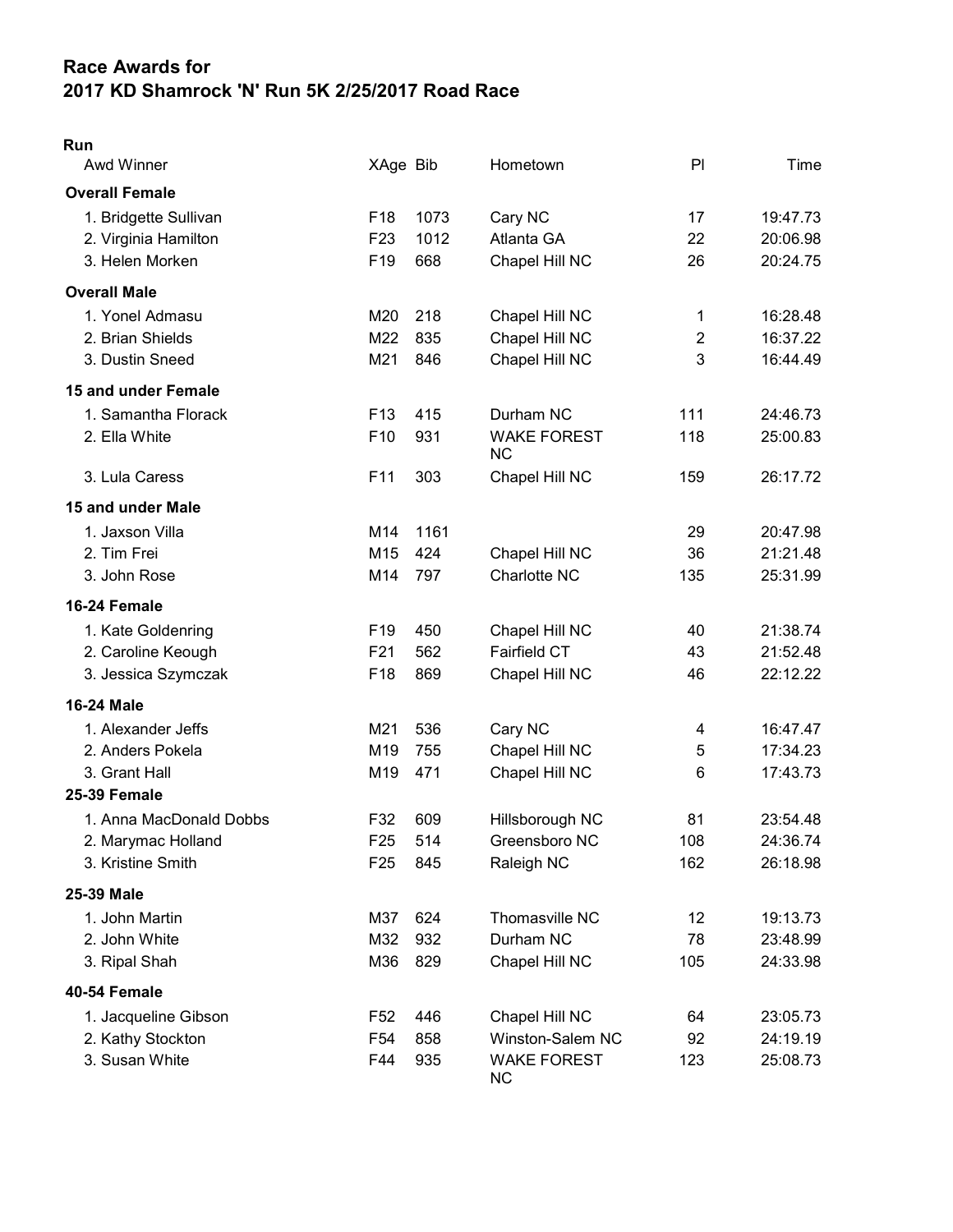# Race Awards for
# 2017 KD Shamrock 'N' Run 5K 2/25/2017 Road Race

**Run**

| Awd Winner | XAge | Bib | Hometown | Pl | Time |
|---|---|---|---|---|---|
| **Overall Female** | | | | | |
| 1. Bridgette Sullivan | F18 | 1073 | Cary NC | 17 | 19:47.73 |
| 2. Virginia Hamilton | F23 | 1012 | Atlanta GA | 22 | 20:06.98 |
| 3. Helen Morken | F19 | 668 | Chapel Hill NC | 26 | 20:24.75 |
| **Overall Male** | | | | | |
| 1. Yonel Admasu | M20 | 218 | Chapel Hill NC | 1 | 16:28.48 |
| 2. Brian Shields | M22 | 835 | Chapel Hill NC | 2 | 16:37.22 |
| 3. Dustin Sneed | M21 | 846 | Chapel Hill NC | 3 | 16:44.49 |
| **15 and under Female** | | | | | |
| 1. Samantha Florack | F13 | 415 | Durham NC | 111 | 24:46.73 |
| 2. Ella White | F10 | 931 | WAKE FOREST NC | 118 | 25:00.83 |
| 3. Lula Caress | F11 | 303 | Chapel Hill NC | 159 | 26:17.72 |
| **15 and under Male** | | | | | |
| 1. Jaxson Villa | M14 | 1161 | | 29 | 20:47.98 |
| 2. Tim Frei | M15 | 424 | Chapel Hill NC | 36 | 21:21.48 |
| 3. John Rose | M14 | 797 | Charlotte NC | 135 | 25:31.99 |
| **16-24 Female** | | | | | |
| 1. Kate Goldenring | F19 | 450 | Chapel Hill NC | 40 | 21:38.74 |
| 2. Caroline Keough | F21 | 562 | Fairfield CT | 43 | 21:52.48 |
| 3. Jessica Szymczak | F18 | 869 | Chapel Hill NC | 46 | 22:12.22 |
| **16-24 Male** | | | | | |
| 1. Alexander Jeffs | M21 | 536 | Cary NC | 4 | 16:47.47 |
| 2. Anders Pokela | M19 | 755 | Chapel Hill NC | 5 | 17:34.23 |
| 3. Grant Hall | M19 | 471 | Chapel Hill NC | 6 | 17:43.73 |
| **25-39 Female** | | | | | |
| 1. Anna MacDonald Dobbs | F32 | 609 | Hillsborough NC | 81 | 23:54.48 |
| 2. Marymac Holland | F25 | 514 | Greensboro NC | 108 | 24:36.74 |
| 3. Kristine Smith | F25 | 845 | Raleigh NC | 162 | 26:18.98 |
| **25-39 Male** | | | | | |
| 1. John Martin | M37 | 624 | Thomasville NC | 12 | 19:13.73 |
| 2. John White | M32 | 932 | Durham NC | 78 | 23:48.99 |
| 3. Ripal Shah | M36 | 829 | Chapel Hill NC | 105 | 24:33.98 |
| **40-54 Female** | | | | | |
| 1. Jacqueline Gibson | F52 | 446 | Chapel Hill NC | 64 | 23:05.73 |
| 2. Kathy Stockton | F54 | 858 | Winston-Salem NC | 92 | 24:19.19 |
| 3. Susan White | F44 | 935 | WAKE FOREST NC | 123 | 25:08.73 |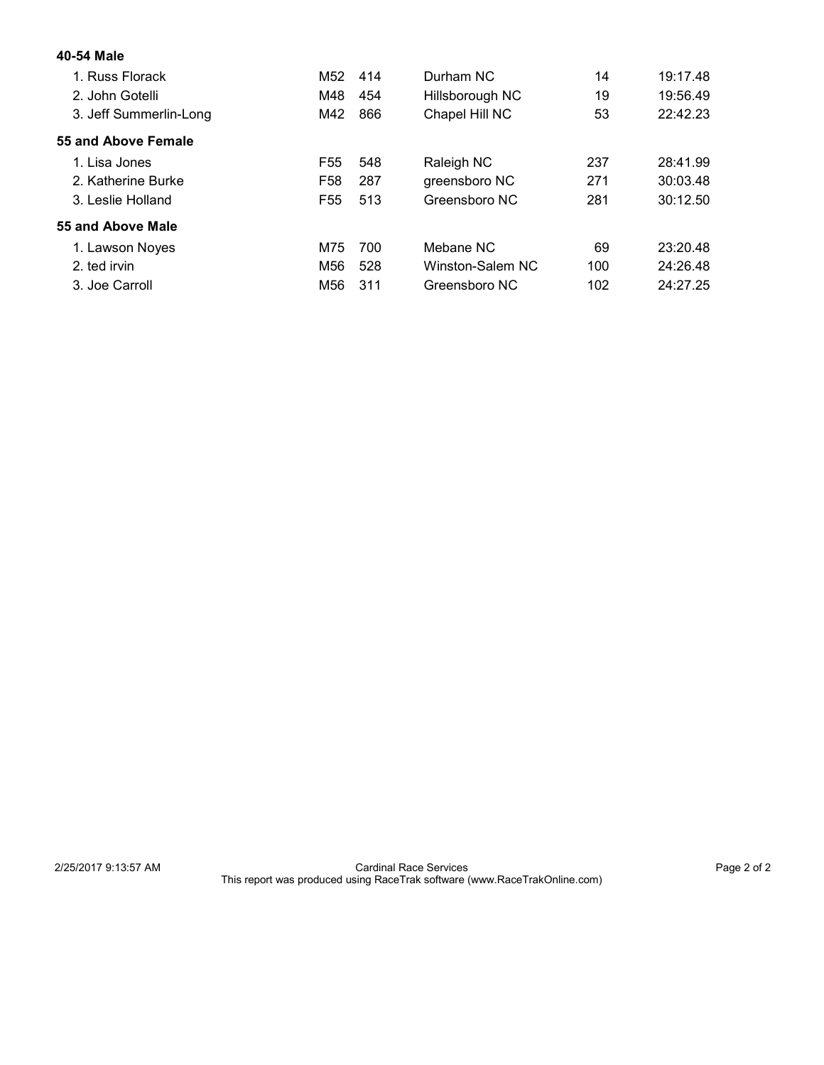**40-54 Male**

| | | | | | |
|---|---|---|---|---|---|
| 1. Russ Florack | M52 | 414 | Durham NC | 14 | 19:17.48 |
| 2. John Gotelli | M48 | 454 | Hillsborough NC | 19 | 19:56.49 |
| 3. Jeff Summerlin-Long | M42 | 866 | Chapel Hill NC | 53 | 22:42.23 |

**55 and Above Female**

| | | | | | |
|---|---|---|---|---|---|
| 1. Lisa Jones | F55 | 548 | Raleigh NC | 237 | 28:41.99 |
| 2. Katherine Burke | F58 | 287 | greensboro NC | 271 | 30:03.48 |
| 3. Leslie Holland | F55 | 513 | Greensboro NC | 281 | 30:12.50 |

**55 and Above Male**

| | | | | | |
|---|---|---|---|---|---|
| 1. Lawson Noyes | M75 | 700 | Mebane NC | 69 | 23:20.48 |
| 2. ted irvin | M56 | 528 | Winston-Salem NC | 100 | 24:26.48 |
| 3. Joe Carroll | M56 | 311 | Greensboro NC | 102 | 24:27.25 |

2/25/2017 9:13:57 AM

Cardinal Race Services
This report was produced using RaceTrak software (www.RaceTrakOnline.com)